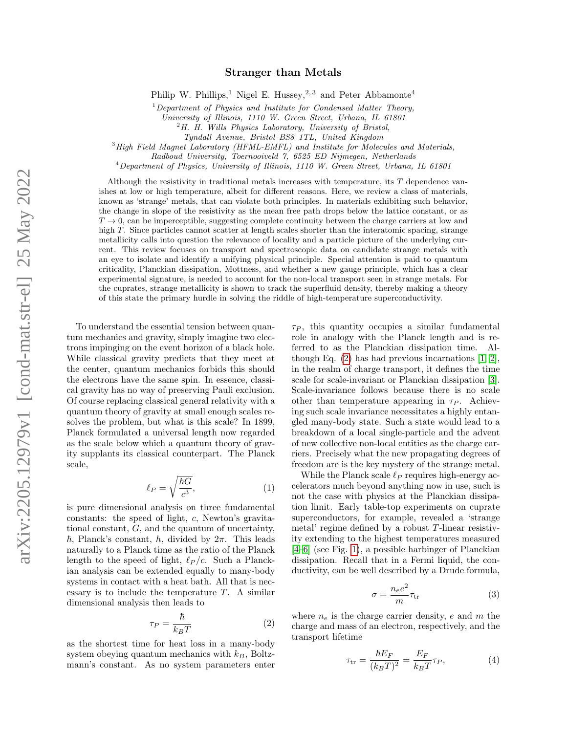# Stranger than Metals

Philip W. Phillips,[1] Nigel E. Hussey,[2,3] and Peter Abbamonte[4]

[1] *Department of Physics and Institute for Condensed Matter Theory, University of Illinois, 1110 W. Green Street, Urbana, IL 61801*
[2] *H. H. Wills Physics Laboratory, University of Bristol, Tyndall Avenue, Bristol BS8 1TL, United Kingdom*
[3] *High Field Magnet Laboratory (HFML-EMFL) and Institute for Molecules and Materials, Radboud University, Toernooiveld 7, 6525 ED Nijmegen, Netherlands*
[4] *Department of Physics, University of Illinois, 1110 W. Green Street, Urbana, IL 61801*

Although the resistivity in traditional metals increases with temperature, its $T$ dependence vanishes at low or high temperature, albeit for different reasons. Here, we review a class of materials, known as 'strange' metals, that can violate both principles. In materials exhibiting such behavior, the change in slope of the resistivity as the mean free path drops below the lattice constant, or as $T \to 0$, can be imperceptible, suggesting complete continuity between the charge carriers at low and high $T$. Since particles cannot scatter at length scales shorter than the interatomic spacing, strange metallicity calls into question the relevance of locality and a particle picture of the underlying current. This review focuses on transport and spectroscopic data on candidate strange metals with an eye to isolate and identify a unifying physical principle. Special attention is paid to quantum criticality, Planckian dissipation, Mottness, and whether a new gauge principle, which has a clear experimental signature, is needed to account for the non-local transport seen in strange metals. For the cuprates, strange metallicity is shown to track the superfluid density, thereby making a theory of this state the primary hurdle in solving the riddle of high-temperature superconductivity.

To understand the essential tension between quantum mechanics and gravity, simply imagine two electrons impinging on the event horizon of a black hole. While classical gravity predicts that they meet at the center, quantum mechanics forbids this should the electrons have the same spin. In essence, classical gravity has no way of preserving Pauli exclusion. Of course replacing classical general relativity with a quantum theory of gravity at small enough scales resolves the problem, but what is this scale? In 1899, Planck formulated a universal length now regarded as the scale below which a quantum theory of gravity supplants its classical counterpart. The Planck scale,

$$\ell_P = \sqrt{\frac{\hbar G}{c^3}}, \tag{1}$$

is pure dimensional analysis on three fundamental constants: the speed of light, $c$, Newton's gravitational constant, $G$, and the quantum of uncertainty, $\hbar$, Planck's constant, $h$, divided by $2\pi$. This leads naturally to a Planck time as the ratio of the Planck length to the speed of light, $\ell_P/c$. Such a Planckian analysis can be extended equally to many-body systems in contact with a heat bath. All that is necessary is to include the temperature $T$. A similar dimensional analysis then leads to

$$\tau_P = \frac{\hbar}{k_B T} \tag{2}$$

as the shortest time for heat loss in a many-body system obeying quantum mechanics with $k_B$, Boltzmann's constant. As no system parameters enter $\tau_P$, this quantity occupies a similar fundamental role in analogy with the Planck length and is referred to as the Planckian dissipation time. Although Eq. (2) has had previous incarnations [1, 2], in the realm of charge transport, it defines the time scale for scale-invariant or Planckian dissipation [3]. Scale-invariance follows because there is no scale other than temperature appearing in $\tau_P$. Achieving such scale invariance necessitates a highly entangled many-body state. Such a state would lead to a breakdown of a local single-particle and the advent of new collective non-local entities as the charge carriers. Precisely what the new propagating degrees of freedom are is the key mystery of the strange metal.

While the Planck scale $\ell_P$ requires high-energy accelerators much beyond anything now in use, such is not the case with physics at the Planckian dissipation limit. Early table-top experiments on cuprate superconductors, for example, revealed a 'strange metal' regime defined by a robust $T$-linear resistivity extending to the highest temperatures measured [4–6] (see Fig. 1), a possible harbinger of Planckian dissipation. Recall that in a Fermi liquid, the conductivity, can be well described by a Drude formula,

$$\sigma = \frac{n_e e^2}{m}\tau_{\rm tr} \tag{3}$$

where $n_e$ is the charge carrier density, $e$ and $m$ the charge and mass of an electron, respectively, and the transport lifetime

$$\tau_{\rm tr} = \frac{\hbar E_F}{(k_B T)^2} = \frac{E_F}{k_B T}\tau_P, \tag{4}$$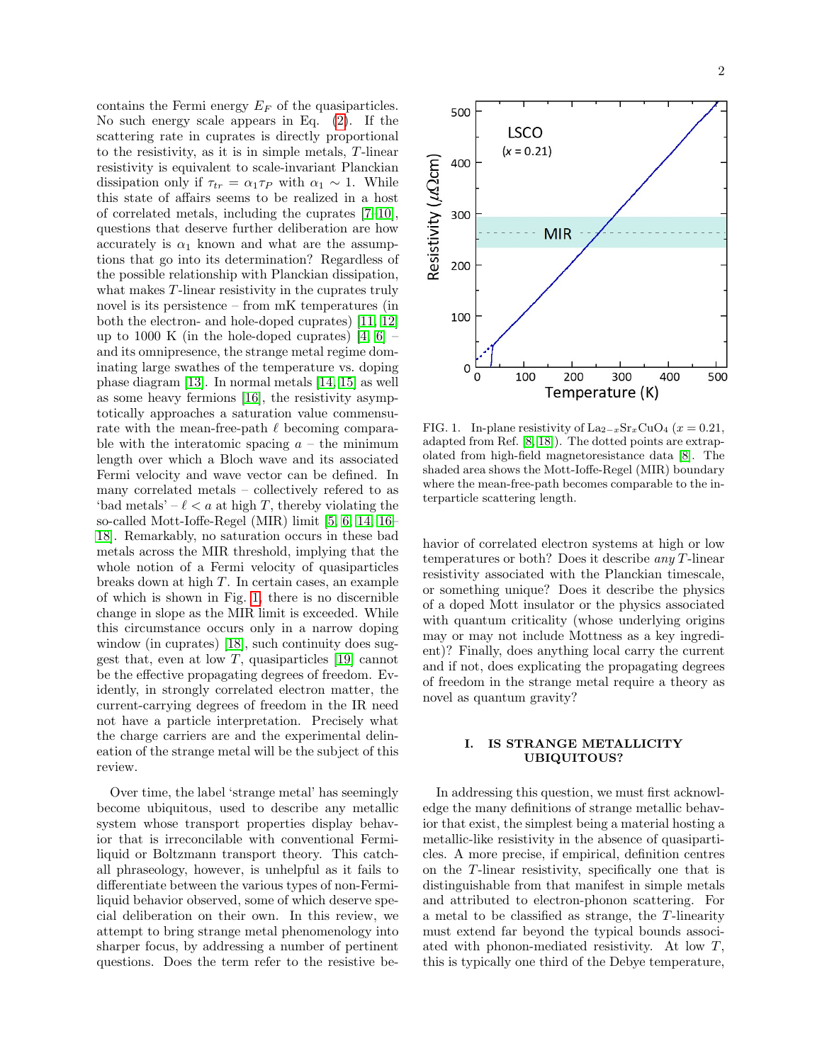contains the Fermi energy $E_F$ of the quasiparticles. No such energy scale appears in Eq. (2). If the scattering rate in cuprates is directly proportional to the resistivity, as it is in simple metals, $T$-linear resistivity is equivalent to scale-invariant Planckian dissipation only if $\tau_{tr} = \alpha_1 \tau_P$ with $\alpha_1 \sim 1$. While this state of affairs seems to be realized in a host of correlated metals, including the cuprates [7–10], questions that deserve further deliberation are how accurately is $\alpha_1$ known and what are the assumptions that go into its determination? Regardless of the possible relationship with Planckian dissipation, what makes $T$-linear resistivity in the cuprates truly novel is its persistence – from mK temperatures (in both the electron- and hole-doped cuprates) [11, 12] up to 1000 K (in the hole-doped cuprates) [4, 6] – and its omnipresence, the strange metal regime dominating large swathes of the temperature vs. doping phase diagram [13]. In normal metals [14, 15] as well as some heavy fermions [16], the resistivity asymptotically approaches a saturation value commensurate with the mean-free-path $\ell$ becoming comparable with the interatomic spacing $a$ – the minimum length over which a Bloch wave and its associated Fermi velocity and wave vector can be defined. In many correlated metals – collectively refered to as 'bad metals' – $\ell < a$ at high $T$, thereby violating the so-called Mott-Ioffe-Regel (MIR) limit [5, 6, 14, 16–18]. Remarkably, no saturation occurs in these bad metals across the MIR threshold, implying that the whole notion of a Fermi velocity of quasiparticles breaks down at high $T$. In certain cases, an example of which is shown in Fig. 1, there is no discernible change in slope as the MIR limit is exceeded. While this circumstance occurs only in a narrow doping window (in cuprates) [18], such continuity does suggest that, even at low $T$, quasiparticles [19] cannot be the effective propagating degrees of freedom. Evidently, in strongly correlated electron matter, the current-carrying degrees of freedom in the IR need not have a particle interpretation. Precisely what the charge carriers are and the experimental delineation of the strange metal will be the subject of this review.

Over time, the label 'strange metal' has seemingly become ubiquitous, used to describe any metallic system whose transport properties display behavior that is irreconcilable with conventional Fermi-liquid or Boltzmann transport theory. This catch-all phraseology, however, is unhelpful as it fails to differentiate between the various types of non-Fermi-liquid behavior observed, some of which deserve special deliberation on their own. In this review, we attempt to bring strange metal phenomenology into sharper focus, by addressing a number of pertinent questions. Does the term refer to the resistive behavior of correlated electron systems at high or low temperatures or both? Does it describe *any* $T$-linear resistivity associated with the Planckian timescale, or something unique? Does it describe the physics of a doped Mott insulator or the physics associated with quantum criticality (whose underlying origins may or may not include Mottness as a key ingredient)? Finally, does anything local carry the current and if not, does explicating the propagating degrees of freedom in the strange metal require a theory as novel as quantum gravity?

FIG. 1. In-plane resistivity of $La_{2-x}Sr_xCuO_4$ ($x = 0.21$, adapted from Ref. [8, 18]). The dotted points are extrapolated from high-field magnetoresistance data [8]. The shaded area shows the Mott-Ioffe-Regel (MIR) boundary where the mean-free-path becomes comparable to the interparticle scattering length.

## I. IS STRANGE METALLICITY UBIQUITOUS?

In addressing this question, we must first acknowledge the many definitions of strange metallic behavior that exist, the simplest being a material hosting a metallic-like resistivity in the absence of quasiparticles. A more precise, if empirical, definition centres on the $T$-linear resistivity, specifically one that is distinguishable from that manifest in simple metals and attributed to electron-phonon scattering. For a metal to be classified as strange, the $T$-linearity must extend far beyond the typical bounds associated with phonon-mediated resistivity. At low $T$, this is typically one third of the Debye temperature,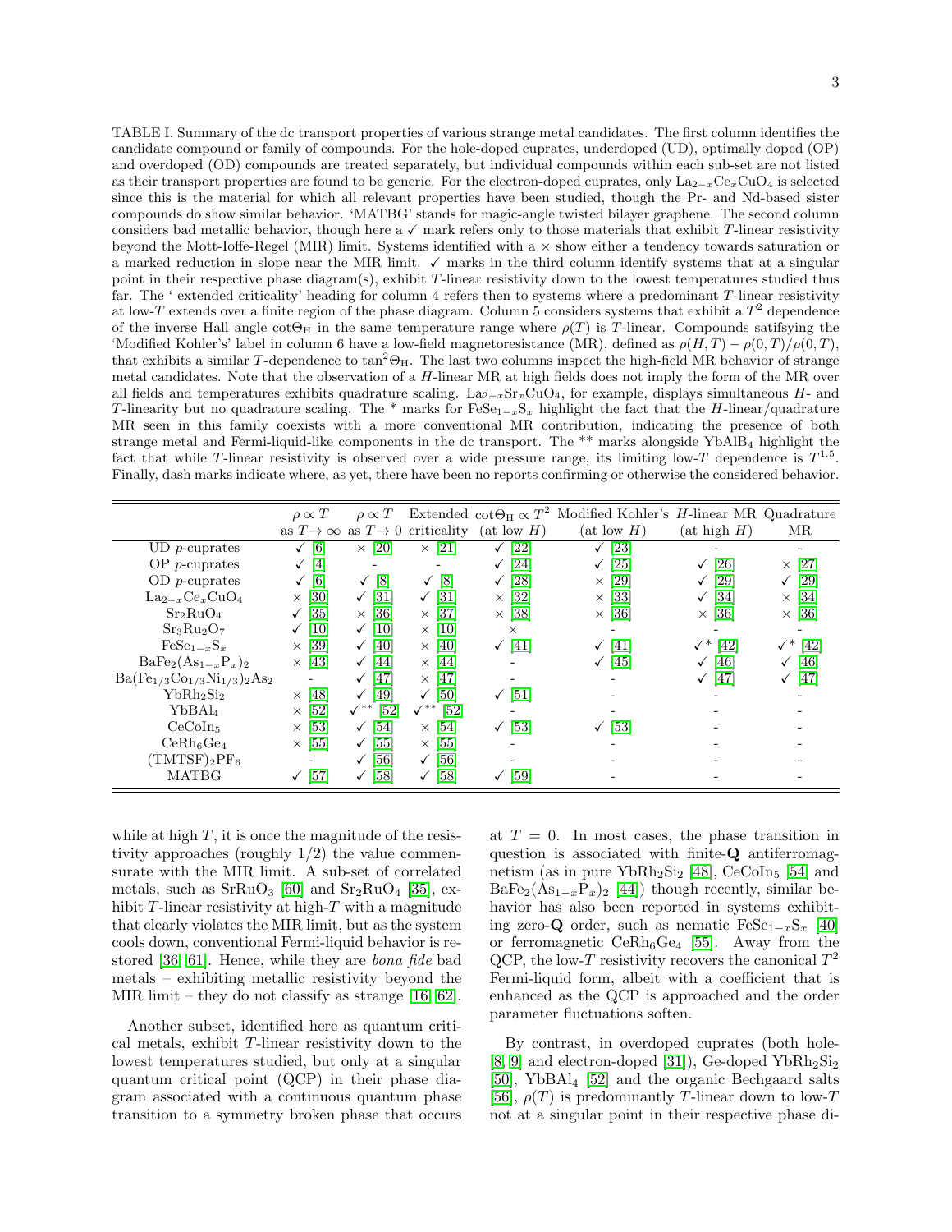TABLE I. Summary of the dc transport properties of various strange metal candidates. The first column identifies the candidate compound or family of compounds. For the hole-doped cuprates, underdoped (UD), optimally doped (OP) and overdoped (OD) compounds are treated separately, but individual compounds within each sub-set are not listed as their transport properties are found to be generic. For the electron-doped cuprates, only $La_{2-x}Ce_xCuO_4$ is selected since this is the material for which all relevant properties have been studied, though the Pr- and Nd-based sister compounds do show similar behavior. 'MATBG' stands for magic-angle twisted bilayer graphene. The second column considers bad metallic behavior, though here a ✓ mark refers only to those materials that exhibit $T$-linear resistivity beyond the Mott-Ioffe-Regel (MIR) limit. Systems identified with a × show either a tendency towards saturation or a marked reduction in slope near the MIR limit. ✓ marks in the third column identify systems that at a singular point in their respective phase diagram(s), exhibit $T$-linear resistivity down to the lowest temperatures studied thus far. The ' extended criticality' heading for column 4 refers then to systems where a predominant $T$-linear resistivity at low-$T$ extends over a finite region of the phase diagram. Column 5 considers systems that exhibit a $T^2$ dependence of the inverse Hall angle $\cot\Theta_H$ in the same temperature range where $\rho(T)$ is $T$-linear. Compounds satifsying the 'Modified Kohler's' label in column 6 have a low-field magnetoresistance (MR), defined as $\rho(H,T) - \rho(0,T)/\rho(0,T)$, that exhibits a similar $T$-dependence to $\tan^2\Theta_H$. The last two columns inspect the high-field MR behavior of strange metal candidates. Note that the observation of a $H$-linear MR at high fields does not imply the form of the MR over all fields and temperatures exhibits quadrature scaling. $La_{2-x}Sr_xCuO_4$, for example, displays simultaneous $H$- and $T$-linearity but no quadrature scaling. The * marks for $FeSe_{1-x}S_x$ highlight the fact that the $H$-linear/quadrature MR seen in this family coexists with a more conventional MR contribution, indicating the presence of both strange metal and Fermi-liquid-like components in the dc transport. The ** marks alongside $YbAlB_4$ highlight the fact that while $T$-linear resistivity is observed over a wide pressure range, its limiting low-$T$ dependence is $T^{1.5}$. Finally, dash marks indicate where, as yet, there have been no reports confirming or otherwise the considered behavior.

| | $\rho \propto T$ as $T \to \infty$ | $\rho \propto T$ as $T \to 0$ | Extended criticality | $\cot\Theta_H \propto T^2$ (at low $H$) | Modified Kohler's (at low $H$) | $H$-linear MR (at high $H$) | Quadrature MR |
|---|---|---|---|---|---|---|---|
| UD $p$-cuprates | ✓ [6] | × [20] | × [21] | ✓ [22] | ✓ [23] | - | - |
| OP $p$-cuprates | ✓ [4] | - | - | ✓ [24] | ✓ [25] | ✓ [26] | × [27] |
| OD $p$-cuprates | ✓ [6] | ✓ [8] | ✓ [8] | ✓ [28] | × [29] | ✓ [29] | ✓ [29] |
| $La_{2-x}Ce_xCuO_4$ | × [30] | ✓ [31] | ✓ [31] | × [32] | × [33] | ✓ [34] | × [34] |
| $Sr_2RuO_4$ | ✓ [35] | × [36] | × [37] | × [38] | × [36] | × [36] | × [36] |
| $Sr_3Ru_2O_7$ | ✓ [10] | ✓ [10] | × [10] | × | - | - | - |
| $FeSe_{1-x}S_x$ | × [39] | ✓ [40] | × [40] | ✓ [41] | ✓ [41] | ✓* [42] | ✓* [42] |
| $BaFe_2(As_{1-x}P_x)_2$ | × [43] | ✓ [44] | × [44] | - | ✓ [45] | ✓ [46] | ✓ [46] |
| $Ba(Fe_{1/3}Co_{1/3}Ni_{1/3})_2As_2$ | - | ✓ [47] | × [47] | - | - | ✓ [47] | ✓ [47] |
| $YbRh_2Si_2$ | × [48] | ✓ [49] | ✓ [50] | ✓ [51] | - | - | - |
| $YbBAl_4$ | × [52] | ✓** [52] | ✓** [52] | - | - | - | - |
| $CeCoIn_5$ | × [53] | ✓ [54] | × [54] | ✓ [53] | ✓ [53] | - | - |
| $CeRh_6Ge_4$ | × [55] | ✓ [55] | × [55] | - | - | - | - |
| $(TMTSF)_2PF_6$ | - | ✓ [56] | ✓ [56] | - | - | - | - |
| MATBG | ✓ [57] | ✓ [58] | ✓ [58] | ✓ [59] | - | - | - |

while at high $T$, it is once the magnitude of the resistivity approaches (roughly 1/2) the value commensurate with the MIR limit. A sub-set of correlated metals, such as $SrRuO_3$ [60] and $Sr_2RuO_4$ [35], exhibit $T$-linear resistivity at high-$T$ with a magnitude that clearly violates the MIR limit, but as the system cools down, conventional Fermi-liquid behavior is restored [36, 61]. Hence, while they are *bona fide* bad metals – exhibiting metallic resistivity beyond the MIR limit – they do not classify as strange [16, 62].

Another subset, identified here as quantum critical metals, exhibit $T$-linear resistivity down to the lowest temperatures studied, but only at a singular quantum critical point (QCP) in their phase diagram associated with a continuous quantum phase transition to a symmetry broken phase that occurs at $T = 0$. In most cases, the phase transition in question is associated with finite-$\mathbf{Q}$ antiferromagnetism (as in pure $YbRh_2Si_2$ [48], $CeCoIn_5$ [54] and $BaFe_2(As_{1-x}P_x)_2$ [44]) though recently, similar behavior has also been reported in systems exhibiting zero-$\mathbf{Q}$ order, such as nematic $FeSe_{1-x}S_x$ [40] or ferromagnetic $CeRh_6Ge_4$ [55]. Away from the QCP, the low-$T$ resistivity recovers the canonical $T^2$ Fermi-liquid form, albeit with a coefficient that is enhanced as the QCP is approached and the order parameter fluctuations soften.

By contrast, in overdoped cuprates (both hole- [8, 9] and electron-doped [31]), Ge-doped $YbRh_2Si_2$ [50], $YbBAl_4$ [52] and the organic Bechgaard salts [56], $\rho(T)$ is predominantly $T$-linear down to low-$T$ not at a singular point in their respective phase di-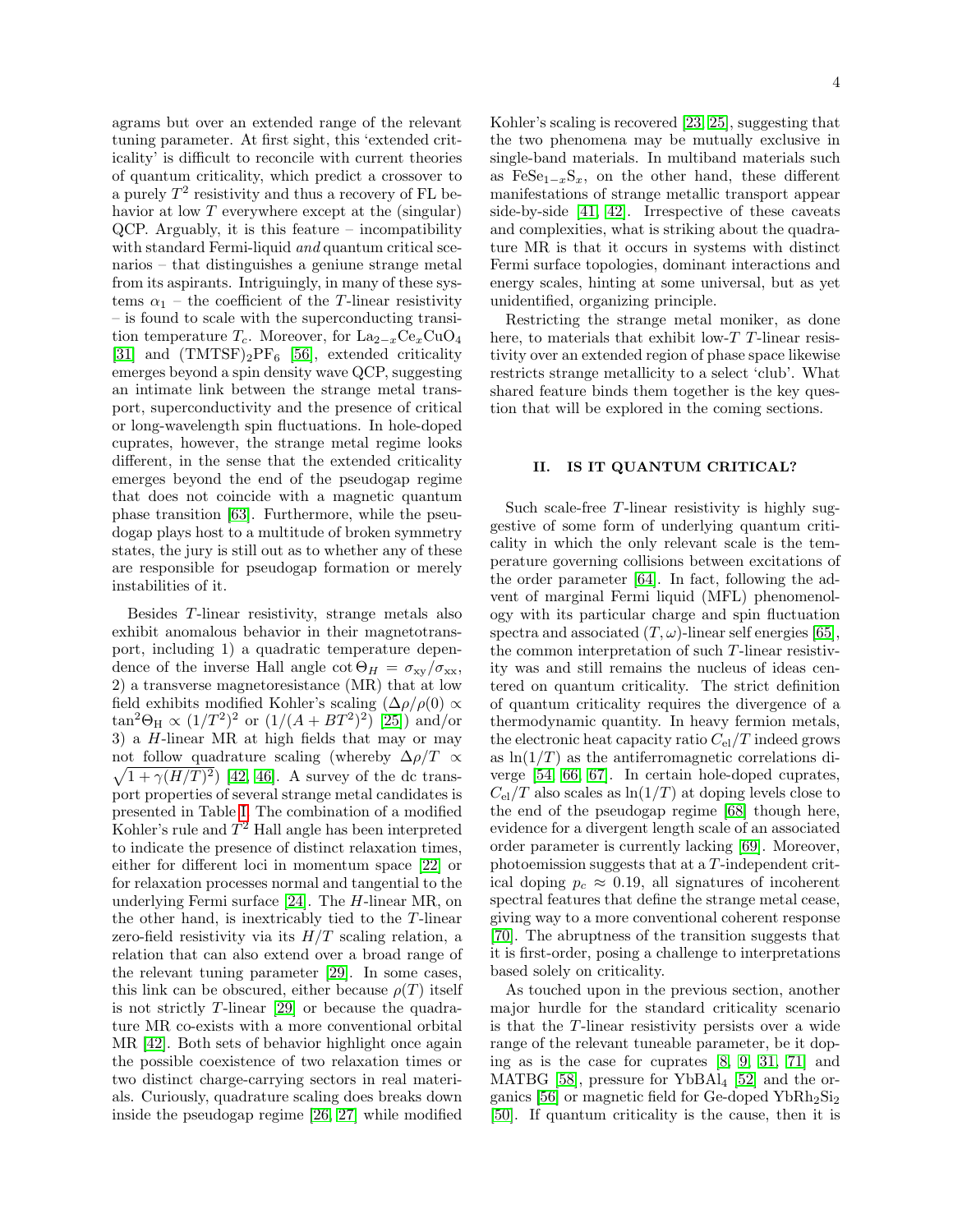agrams but over an extended range of the relevant tuning parameter. At first sight, this 'extended criticality' is difficult to reconcile with current theories of quantum criticality, which predict a crossover to a purely $T^2$ resistivity and thus a recovery of FL behavior at low $T$ everywhere except at the (singular) QCP. Arguably, it is this feature – incompatibility with standard Fermi-liquid *and* quantum critical scenarios – that distinguishes a geniune strange metal from its aspirants. Intriguingly, in many of these systems $\alpha_1$ – the coefficient of the $T$-linear resistivity – is found to scale with the superconducting transition temperature $T_c$. Moreover, for $La_{2-x}Ce_xCuO_4$ [31] and $(TMTSF)_2PF_6$ [56], extended criticality emerges beyond a spin density wave QCP, suggesting an intimate link between the strange metal transport, superconductivity and the presence of critical or long-wavelength spin fluctuations. In hole-doped cuprates, however, the strange metal regime looks different, in the sense that the extended criticality emerges beyond the end of the pseudogap regime that does not coincide with a magnetic quantum phase transition [63]. Furthermore, while the pseudogap plays host to a multitude of broken symmetry states, the jury is still out as to whether any of these are responsible for pseudogap formation or merely instabilities of it.

Besides $T$-linear resistivity, strange metals also exhibit anomalous behavior in their magnetotransport, including 1) a quadratic temperature dependence of the inverse Hall angle $\cot\Theta_H = \sigma_{xy}/\sigma_{xx}$, 2) a transverse magnetoresistance (MR) that at low field exhibits modified Kohler's scaling ($\Delta\rho/\rho(0) \propto \tan^2\Theta_H \propto (1/T^2)^2$ or $(1/(A+BT^2)^2)$ [25]) and/or 3) a $H$-linear MR at high fields that may or may not follow quadrature scaling (whereby $\Delta\rho/T \propto \sqrt{1+\gamma(H/T)^2}$) [42, 46]. A survey of the dc transport properties of several strange metal candidates is presented in Table I. The combination of a modified Kohler's rule and $T^2$ Hall angle has been interpreted to indicate the presence of distinct relaxation times, either for different loci in momentum space [22] or for relaxation processes normal and tangential to the underlying Fermi surface [24]. The $H$-linear MR, on the other hand, is inextricably tied to the $T$-linear zero-field resistivity via its $H/T$ scaling relation, a relation that can also extend over a broad range of the relevant tuning parameter [29]. In some cases, this link can be obscured, either because $\rho(T)$ itself is not strictly $T$-linear [29] or because the quadrature MR co-exists with a more conventional orbital MR [42]. Both sets of behavior highlight once again the possible coexistence of two relaxation times or two distinct charge-carrying sectors in real materials. Curiously, quadrature scaling does breaks down inside the pseudogap regime [26, 27] while modified Kohler's scaling is recovered [23, 25], suggesting that the two phenomena may be mutually exclusive in single-band materials. In multiband materials such as $FeSe_{1-x}S_x$, on the other hand, these different manifestations of strange metallic transport appear side-by-side [41, 42]. Irrespective of these caveats and complexities, what is striking about the quadrature MR is that it occurs in systems with distinct Fermi surface topologies, dominant interactions and energy scales, hinting at some universal, but as yet unidentified, organizing principle.

Restricting the strange metal moniker, as done here, to materials that exhibit low-$T$ $T$-linear resistivity over an extended region of phase space likewise restricts strange metallicity to a select 'club'. What shared feature binds them together is the key question that will be explored in the coming sections.

## II. IS IT QUANTUM CRITICAL?

Such scale-free $T$-linear resistivity is highly suggestive of some form of underlying quantum criticality in which the only relevant scale is the temperature governing collisions between excitations of the order parameter [64]. In fact, following the advent of marginal Fermi liquid (MFL) phenomenology with its particular charge and spin fluctuation spectra and associated $(T,\omega)$-linear self energies [65], the common interpretation of such $T$-linear resistivity was and still remains the nucleus of ideas centered on quantum criticality. The strict definition of quantum criticality requires the divergence of a thermodynamic quantity. In heavy fermion metals, the electronic heat capacity ratio $C_{el}/T$ indeed grows as $\ln(1/T)$ as the antiferromagnetic correlations diverge [54, 66, 67]. In certain hole-doped cuprates, $C_{el}/T$ also scales as $\ln(1/T)$ at doping levels close to the end of the pseudogap regime [68] though here, evidence for a divergent length scale of an associated order parameter is currently lacking [69]. Moreover, photoemission suggests that at a $T$-independent critical doping $p_c \approx 0.19$, all signatures of incoherent spectral features that define the strange metal cease, giving way to a more conventional coherent response [70]. The abruptness of the transition suggests that it is first-order, posing a challenge to interpretations based solely on criticality.

As touched upon in the previous section, another major hurdle for the standard criticality scenario is that the $T$-linear resistivity persists over a wide range of the relevant tuneable parameter, be it doping as is the case for cuprates [8, 9, 31, 71] and MATBG [58], pressure for $YbBAl_4$ [52] and the organics [56] or magnetic field for Ge-doped $YbRh_2Si_2$ [50]. If quantum criticality is the cause, then it is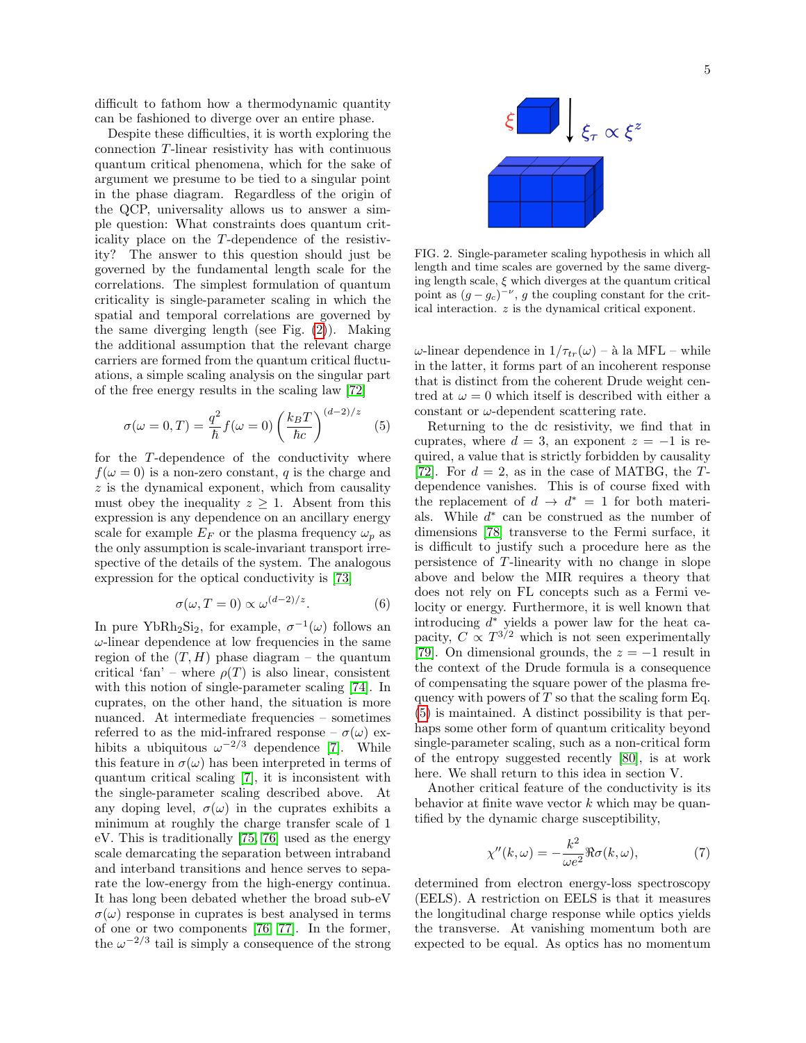difficult to fathom how a thermodynamic quantity can be fashioned to diverge over an entire phase.

Despite these difficulties, it is worth exploring the connection $T$-linear resistivity has with continuous quantum critical phenomena, which for the sake of argument we presume to be tied to a singular point in the phase diagram. Regardless of the origin of the QCP, universality allows us to answer a simple question: What constraints does quantum criticality place on the $T$-dependence of the resistivity? The answer to this question should just be governed by the fundamental length scale for the correlations. The simplest formulation of quantum criticality is single-parameter scaling in which the spatial and temporal correlations are governed by the same diverging length (see Fig. (2)). Making the additional assumption that the relevant charge carriers are formed from the quantum critical fluctuations, a simple scaling analysis on the singular part of the free energy results in the scaling law [72]

$$\sigma(\omega = 0, T) = \frac{q^2}{\hbar} f(\omega = 0) \left(\frac{k_B T}{\hbar c}\right)^{(d-2)/z} \quad (5)$$

for the $T$-dependence of the conductivity where $f(\omega = 0)$ is a non-zero constant, $q$ is the charge and $z$ is the dynamical exponent, which from causality must obey the inequality $z \geq 1$. Absent from this expression is any dependence on an ancillary energy scale for example $E_F$ or the plasma frequency $\omega_p$ as the only assumption is scale-invariant transport irrespective of the details of the system. The analogous expression for the optical conductivity is [73]

$$\sigma(\omega, T = 0) \propto \omega^{(d-2)/z}. \quad (6)$$

In pure $YbRh_2Si_2$, for example, $\sigma^{-1}(\omega)$ follows an $\omega$-linear dependence at low frequencies in the same region of the $(T, H)$ phase diagram – the quantum critical 'fan' – where $\rho(T)$ is also linear, consistent with this notion of single-parameter scaling [74]. In cuprates, on the other hand, the situation is more nuanced. At intermediate frequencies – sometimes referred to as the mid-infrared response – $\sigma(\omega)$ exhibits a ubiquitous $\omega^{-2/3}$ dependence [7]. While this feature in $\sigma(\omega)$ has been interpreted in terms of quantum critical scaling [7], it is inconsistent with the single-parameter scaling described above. At any doping level, $\sigma(\omega)$ in the cuprates exhibits a minimum at roughly the charge transfer scale of 1 eV. This is traditionally [75, 76] used as the energy scale demarcating the separation between intraband and interband transitions and hence serves to separate the low-energy from the high-energy continua. It has long been debated whether the broad sub-eV $\sigma(\omega)$ response in cuprates is best analysed in terms of one or two components [76, 77]. In the former, the $\omega^{-2/3}$ tail is simply a consequence of the strong $\omega$-linear dependence in $1/\tau_{tr}(\omega)$ – à la MFL – while in the latter, it forms part of an incoherent response that is distinct from the coherent Drude weight centred at $\omega = 0$ which itself is described with either a constant or $\omega$-dependent scattering rate.

FIG. 2. Single-parameter scaling hypothesis in which all length and time scales are governed by the same diverging length scale, $\xi$ which diverges at the quantum critical point as $(g - g_c)^{-\nu}$, $g$ the coupling constant for the critical interaction. $z$ is the dynamical critical exponent.

Returning to the dc resistivity, we find that in cuprates, where $d = 3$, an exponent $z = -1$ is required, a value that is strictly forbidden by causality [72]. For $d = 2$, as in the case of MATBG, the $T$-dependence vanishes. This is of course fixed with the replacement of $d \to d^* = 1$ for both materials. While $d^*$ can be construed as the number of dimensions [78] transverse to the Fermi surface, it is difficult to justify such a procedure here as the persistence of $T$-linearity with no change in slope above and below the MIR requires a theory that does not rely on FL concepts such as a Fermi velocity or energy. Furthermore, it is well known that introducing $d^*$ yields a power law for the heat capacity, $C \propto T^{3/2}$ which is not seen experimentally [79]. On dimensional grounds, the $z = -1$ result in the context of the Drude formula is a consequence of compensating the square power of the plasma frequency with powers of $T$ so that the scaling form Eq. (5) is maintained. A distinct possibility is that perhaps some other form of quantum criticality beyond single-parameter scaling, such as a non-critical form of the entropy suggested recently [80], is at work here. We shall return to this idea in section V.

Another critical feature of the conductivity is its behavior at finite wave vector $k$ which may be quantified by the dynamic charge susceptibility,

$$\chi''(k, \omega) = -\frac{k^2}{\omega e^2} \Re\sigma(k, \omega), \quad (7)$$

determined from electron energy-loss spectroscopy (EELS). A restriction on EELS is that it measures the longitudinal charge response while optics yields the transverse. At vanishing momentum both are expected to be equal. As optics has no momentum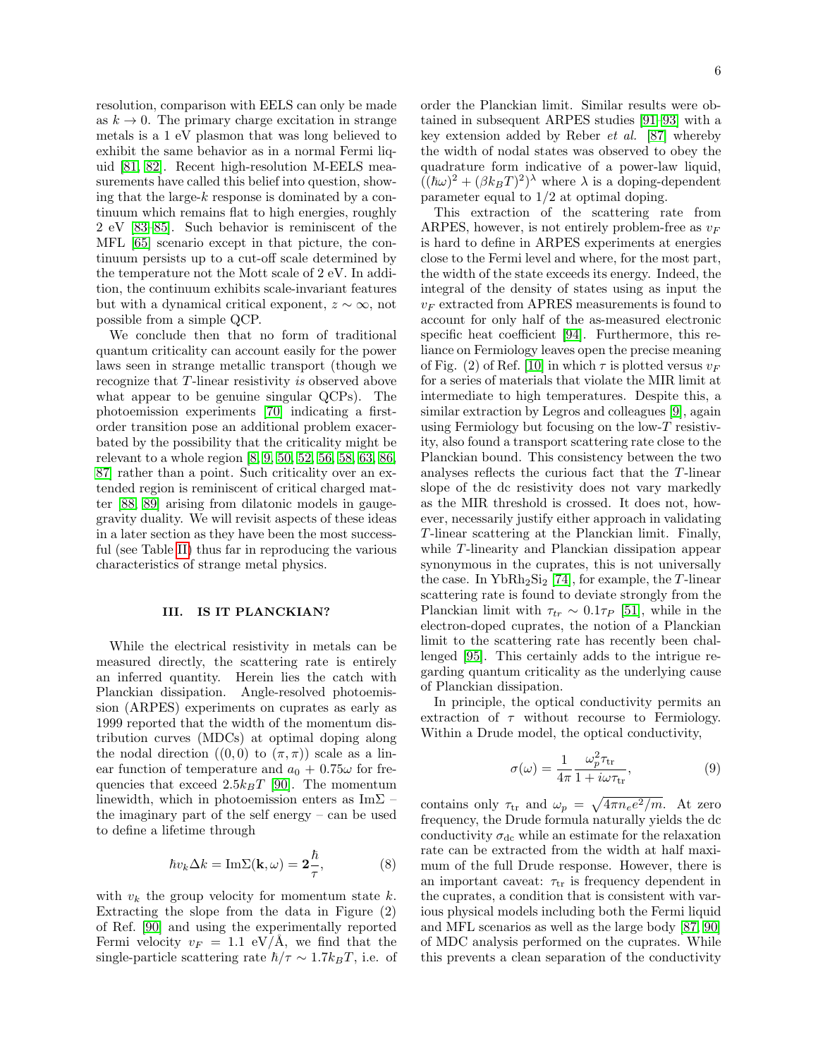resolution, comparison with EELS can only be made as $k \to 0$. The primary charge excitation in strange metals is a 1 eV plasmon that was long believed to exhibit the same behavior as in a normal Fermi liquid [81, 82]. Recent high-resolution M-EELS measurements have called this belief into question, showing that the large-$k$ response is dominated by a continuum which remains flat to high energies, roughly 2 eV [83–85]. Such behavior is reminiscent of the MFL [65] scenario except in that picture, the continuum persists up to a cut-off scale determined by the temperature not the Mott scale of 2 eV. In addition, the continuum exhibits scale-invariant features but with a dynamical critical exponent, $z \sim \infty$, not possible from a simple QCP.

We conclude then that no form of traditional quantum criticality can account easily for the power laws seen in strange metallic transport (though we recognize that $T$-linear resistivity *is* observed above what appear to be genuine singular QCPs). The photoemission experiments [70] indicating a first-order transition pose an additional problem exacerbated by the possibility that the criticality might be relevant to a whole region [8, 9, 50, 52, 56, 58, 63, 86, 87] rather than a point. Such criticality over an extended region is reminiscent of critical charged matter [88, 89] arising from dilatonic models in gauge-gravity duality. We will revisit aspects of these ideas in a later section as they have been the most successful (see Table II) thus far in reproducing the various characteristics of strange metal physics.

## III. IS IT PLANCKIAN?

While the electrical resistivity in metals can be measured directly, the scattering rate is entirely an inferred quantity. Herein lies the catch with Planckian dissipation. Angle-resolved photoemission (ARPES) experiments on cuprates as early as 1999 reported that the width of the momentum distribution curves (MDCs) at optimal doping along the nodal direction ($(0, 0)$ to $(\pi, \pi)$) scale as a linear function of temperature and $a_0 + 0.75\omega$ for frequencies that exceed $2.5k_BT$ [90]. The momentum linewidth, which in photoemission enters as $\mathrm{Im}\Sigma$ – the imaginary part of the self energy – can be used to define a lifetime through

$$\hbar v_k \Delta k = \mathrm{Im}\Sigma(\mathbf{k}, \omega) = \mathbf{2}\frac{\hbar}{\tau}, \tag{8}$$

with $v_k$ the group velocity for momentum state $k$. Extracting the slope from the data in Figure (2) of Ref. [90] and using the experimentally reported Fermi velocity $v_F = 1.1$ eV/Å, we find that the single-particle scattering rate $\hbar/\tau \sim 1.7k_BT$, i.e. of order the Planckian limit. Similar results were obtained in subsequent ARPES studies [91–93] with a key extension added by Reber *et al.* [87] whereby the width of nodal states was observed to obey the quadrature form indicative of a power-law liquid, $((\hbar\omega)^2 + (\beta k_BT)^2)^\lambda$ where $\lambda$ is a doping-dependent parameter equal to $1/2$ at optimal doping.

This extraction of the scattering rate from ARPES, however, is not entirely problem-free as $v_F$ is hard to define in ARPES experiments at energies close to the Fermi level and where, for the most part, the width of the state exceeds its energy. Indeed, the integral of the density of states using as input the $v_F$ extracted from APRES measurements is found to account for only half of the as-measured electronic specific heat coefficient [94]. Furthermore, this reliance on Fermiology leaves open the precise meaning of Fig. (2) of Ref. [10] in which $\tau$ is plotted versus $v_F$ for a series of materials that violate the MIR limit at intermediate to high temperatures. Despite this, a similar extraction by Legros and colleagues [9], again using Fermiology but focusing on the low-$T$ resistivity, also found a transport scattering rate close to the Planckian bound. This consistency between the two analyses reflects the curious fact that the $T$-linear slope of the dc resistivity does not vary markedly as the MIR threshold is crossed. It does not, however, necessarily justify either approach in validating $T$-linear scattering at the Planckian limit. Finally, while $T$-linearity and Planckian dissipation appear synonymous in the cuprates, this is not universally the case. In $YbRh_2Si_2$ [74], for example, the $T$-linear scattering rate is found to deviate strongly from the Planckian limit with $\tau_{tr} \sim 0.1\tau_P$ [51], while in the electron-doped cuprates, the notion of a Planckian limit to the scattering rate has recently been challenged [95]. This certainly adds to the intrigue regarding quantum criticality as the underlying cause of Planckian dissipation.

In principle, the optical conductivity permits an extraction of $\tau$ without recourse to Fermiology. Within a Drude model, the optical conductivity,

$$\sigma(\omega) = \frac{1}{4\pi}\frac{\omega_p^2\tau_{\mathrm{tr}}}{1 + i\omega\tau_{\mathrm{tr}}}, \tag{9}$$

contains only $\tau_{\mathrm{tr}}$ and $\omega_p = \sqrt{4\pi n_e e^2/m}$. At zero frequency, the Drude formula naturally yields the dc conductivity $\sigma_{\mathrm{dc}}$ while an estimate for the relaxation rate can be extracted from the width at half maximum of the full Drude response. However, there is an important caveat: $\tau_{\mathrm{tr}}$ is frequency dependent in the cuprates, a condition that is consistent with various physical models including both the Fermi liquid and MFL scenarios as well as the large body [87, 90] of MDC analysis performed on the cuprates. While this prevents a clean separation of the conductivity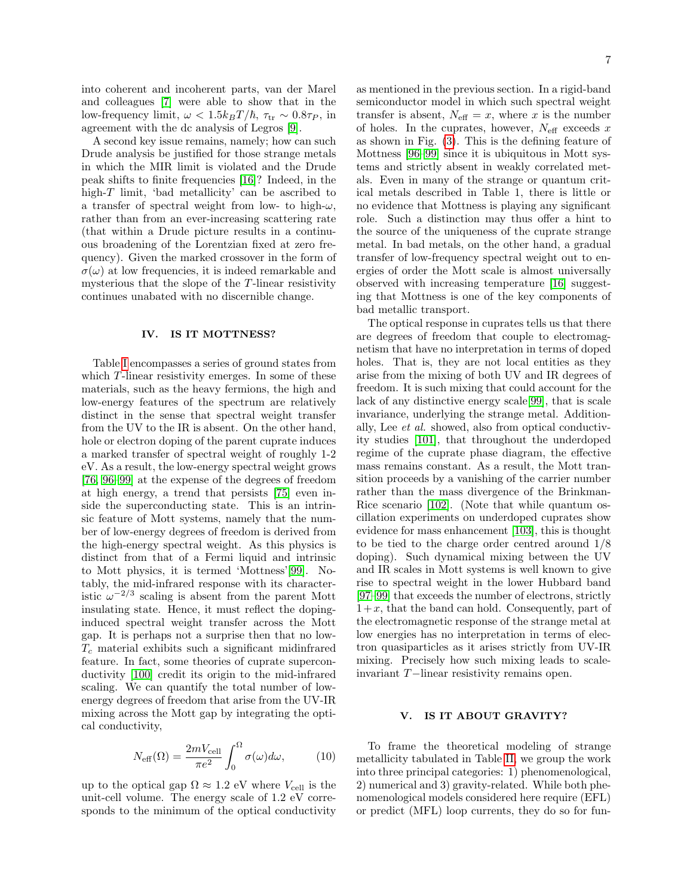into coherent and incoherent parts, van der Marel and colleagues [7] were able to show that in the low-frequency limit, $\omega < 1.5 k_B T/\hbar$, $\tau_{\rm tr} \sim 0.8\tau_P$, in agreement with the dc analysis of Legros [9].

A second key issue remains, namely; how can such Drude analysis be justified for those strange metals in which the MIR limit is violated and the Drude peak shifts to finite frequencies [16]? Indeed, in the high-$T$ limit, 'bad metallicity' can be ascribed to a transfer of spectral weight from low- to high-$\omega$, rather than from an ever-increasing scattering rate (that within a Drude picture results in a continuous broadening of the Lorentzian fixed at zero frequency). Given the marked crossover in the form of $\sigma(\omega)$ at low frequencies, it is indeed remarkable and mysterious that the slope of the $T$-linear resistivity continues unabated with no discernible change.

## IV. IS IT MOTTNESS?

Table I encompasses a series of ground states from which $T$-linear resistivity emerges. In some of these materials, such as the heavy fermions, the high and low-energy features of the spectrum are relatively distinct in the sense that spectral weight transfer from the UV to the IR is absent. On the other hand, hole or electron doping of the parent cuprate induces a marked transfer of spectral weight of roughly 1-2 eV. As a result, the low-energy spectral weight grows [76, 96–99] at the expense of the degrees of freedom at high energy, a trend that persists [75] even inside the superconducting state. This is an intrinsic feature of Mott systems, namely that the number of low-energy degrees of freedom is derived from the high-energy spectral weight. As this physics is distinct from that of a Fermi liquid and intrinsic to Mott physics, it is termed 'Mottness'[99]. Notably, the mid-infrared response with its characteristic $\omega^{-2/3}$ scaling is absent from the parent Mott insulating state. Hence, it must reflect the doping-induced spectral weight transfer across the Mott gap. It is perhaps not a surprise then that no low-$T_c$ material exhibits such a significant midinfrared feature. In fact, some theories of cuprate superconductivity [100] credit its origin to the mid-infrared scaling. We can quantify the total number of low-energy degrees of freedom that arise from the UV-IR mixing across the Mott gap by integrating the optical conductivity,

$$N_{\rm eff}(\Omega) = \frac{2mV_{\rm cell}}{\pi e^2}\int_0^{\Omega}\sigma(\omega)d\omega, \tag{10}$$

up to the optical gap $\Omega \approx 1.2$ eV where $V_{\rm cell}$ is the unit-cell volume. The energy scale of 1.2 eV corresponds to the minimum of the optical conductivity as mentioned in the previous section. In a rigid-band semiconductor model in which such spectral weight transfer is absent, $N_{\rm eff} = x$, where $x$ is the number of holes. In the cuprates, however, $N_{\rm eff}$ exceeds $x$ as shown in Fig. (3). This is the defining feature of Mottness [96–99] since it is ubiquitous in Mott systems and strictly absent in weakly correlated metals. Even in many of the strange or quantum critical metals described in Table 1, there is little or no evidence that Mottness is playing any significant role. Such a distinction may thus offer a hint to the source of the uniqueness of the cuprate strange metal. In bad metals, on the other hand, a gradual transfer of low-frequency spectral weight out to energies of order the Mott scale is almost universally observed with increasing temperature [16] suggesting that Mottness is one of the key components of bad metallic transport.

The optical response in cuprates tells us that there are degrees of freedom that couple to electromagnetism that have no interpretation in terms of doped holes. That is, they are not local entities as they arise from the mixing of both UV and IR degrees of freedom. It is such mixing that could account for the lack of any distinctive energy scale[99], that is scale invariance, underlying the strange metal. Additionally, Lee *et al.* showed, also from optical conductivity studies [101], that throughout the underdoped regime of the cuprate phase diagram, the effective mass remains constant. As a result, the Mott transition proceeds by a vanishing of the carrier number rather than the mass divergence of the Brinkman-Rice scenario [102]. (Note that while quantum oscillation experiments on underdoped cuprates show evidence for mass enhancement [103], this is thought to be tied to the charge order centred around 1/8 doping). Such dynamical mixing between the UV and IR scales in Mott systems is well known to give rise to spectral weight in the lower Hubbard band [97–99] that exceeds the number of electrons, strictly $1+x$, that the band can hold. Consequently, part of the electromagnetic response of the strange metal at low energies has no interpretation in terms of electron quasiparticles as it arises strictly from UV-IR mixing. Precisely how such mixing leads to scale-invariant $T-$linear resistivity remains open.

## V. IS IT ABOUT GRAVITY?

To frame the theoretical modeling of strange metallicity tabulated in Table II, we group the work into three principal categories: 1) phenomenological, 2) numerical and 3) gravity-related. While both phenomenological models considered here require (EFL) or predict (MFL) loop currents, they do so for fun-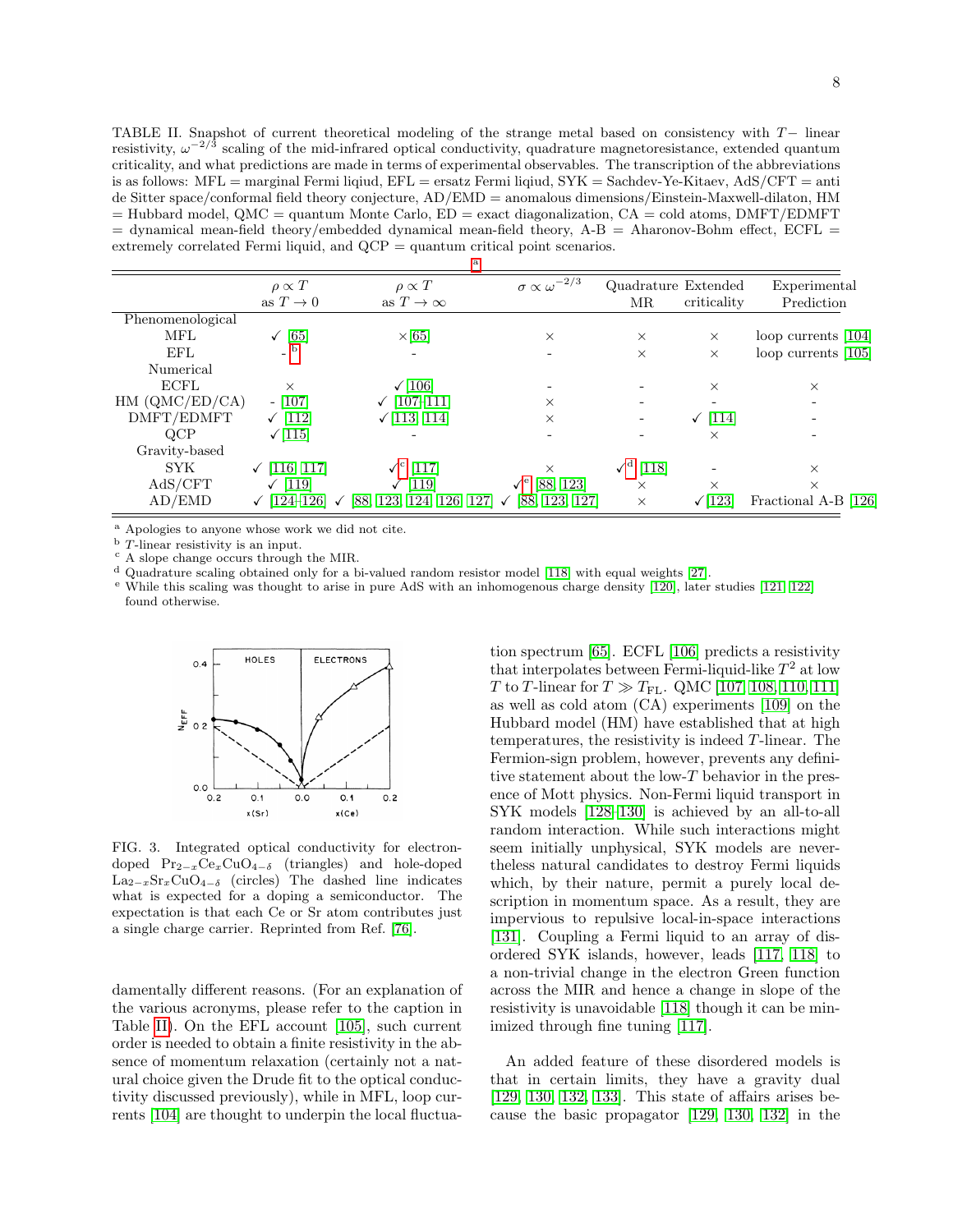TABLE II. Snapshot of current theoretical modeling of the strange metal based on consistency with $T-$ linear resistivity, $\omega^{-2/3}$ scaling of the mid-infrared optical conductivity, quadrature magnetoresistance, extended quantum criticality, and what predictions are made in terms of experimental observables. The transcription of the abbreviations is as follows: MFL = marginal Fermi liqiud, EFL = ersatz Fermi liqiud, SYK = Sachdev-Ye-Kitaev, AdS/CFT = anti de Sitter space/conformal field theory conjecture, AD/EMD = anomalous dimensions/Einstein-Maxwell-dilaton, HM = Hubbard model, QMC = quantum Monte Carlo, ED = exact diagonalization, CA = cold atoms, DMFT/EDMFT = dynamical mean-field theory/embedded dynamical mean-field theory, A-B = Aharonov-Bohm effect, ECFL = extremely correlated Fermi liquid, and QCP = quantum critical point scenarios.

[a]

| | $\rho \propto T$ as $T \to 0$ | $\rho \propto T$ as $T \to \infty$ | $\sigma \propto \omega^{-2/3}$ | Quadrature MR | Extended criticality | Experimental Prediction |
|---|---|---|---|---|---|---|
| Phenomenological | | | | | | |
| MFL | ✓ [65] | × [65] | × | × | × | loop currents [104] |
| EFL | - [b] | - | - | × | × | loop currents [105] |
| Numerical | | | | | | |
| ECFL | × | ✓ [106] | - | - | × | × |
| HM (QMC/ED/CA) | - [107] | ✓ [107–111] | × | - | - | - |
| DMFT/EDMFT | ✓ [112] | ✓ [113, 114] | × | - | ✓ [114] | - |
| QCP | ✓ [115] | - | - | - | × | - |
| Gravity-based | | | | | | |
| SYK | ✓ [116, 117] | ✓[c] [117] | × | ✓[d] [118] | - | × |
| AdS/CFT | ✓ [119] | ✓ [119] | ✓[e] [88, 123] | × | × | × |
| AD/EMD | ✓ [124–126] | ✓ [88, 123, 124, 126, 127] | ✓ [88, 123, 127] | × | ✓[123] | Fractional A-B [126] |

[a] Apologies to anyone whose work we did not cite.
[b] $T$-linear resistivity is an input.
[c] A slope change occurs through the MIR.
[d] Quadrature scaling obtained only for a bi-valued random resistor model [118] with equal weights [27].
[e] While this scaling was thought to arise in pure AdS with an inhomogenous charge density [120], later studies [121, 122] found otherwise.

FIG. 3. Integrated optical conductivity for electron-doped $Pr_{2-x}Ce_xCuO_{4-\delta}$ (triangles) and hole-doped $La_{2-x}Sr_xCuO_{4-\delta}$ (circles) The dashed line indicates what is expected for a doping a semiconductor. The expectation is that each Ce or Sr atom contributes just a single charge carrier. Reprinted from Ref. [76].

damentally different reasons. (For an explanation of the various acronyms, please refer to the caption in Table II). On the EFL account [105], such current order is needed to obtain a finite resistivity in the absence of momentum relaxation (certainly not a natural choice given the Drude fit to the optical conductivity discussed previously), while in MFL, loop currents [104] are thought to underpin the local fluctuation spectrum [65]. ECFL [106] predicts a resistivity that interpolates between Fermi-liquid-like $T^2$ at low $T$ to $T$-linear for $T \gg T_{\rm FL}$. QMC [107, 108, 110, 111] as well as cold atom (CA) experiments [109] on the Hubbard model (HM) have established that at high temperatures, the resistivity is indeed $T$-linear. The Fermion-sign problem, however, prevents any definitive statement about the low-$T$ behavior in the presence of Mott physics. Non-Fermi liquid transport in SYK models [128–130] is achieved by an all-to-all random interaction. While such interactions might seem initially unphysical, SYK models are nevertheless natural candidates to destroy Fermi liquids which, by their nature, permit a purely local description in momentum space. As a result, they are impervious to repulsive local-in-space interactions [131]. Coupling a Fermi liquid to an array of disordered SYK islands, however, leads [117, 118] to a non-trivial change in the electron Green function across the MIR and hence a change in slope of the resistivity is unavoidable [118] though it can be minimized through fine tuning [117].

An added feature of these disordered models is that in certain limits, they have a gravity dual [129, 130, 132, 133]. This state of affairs arises because the basic propagator [129, 130, 132] in the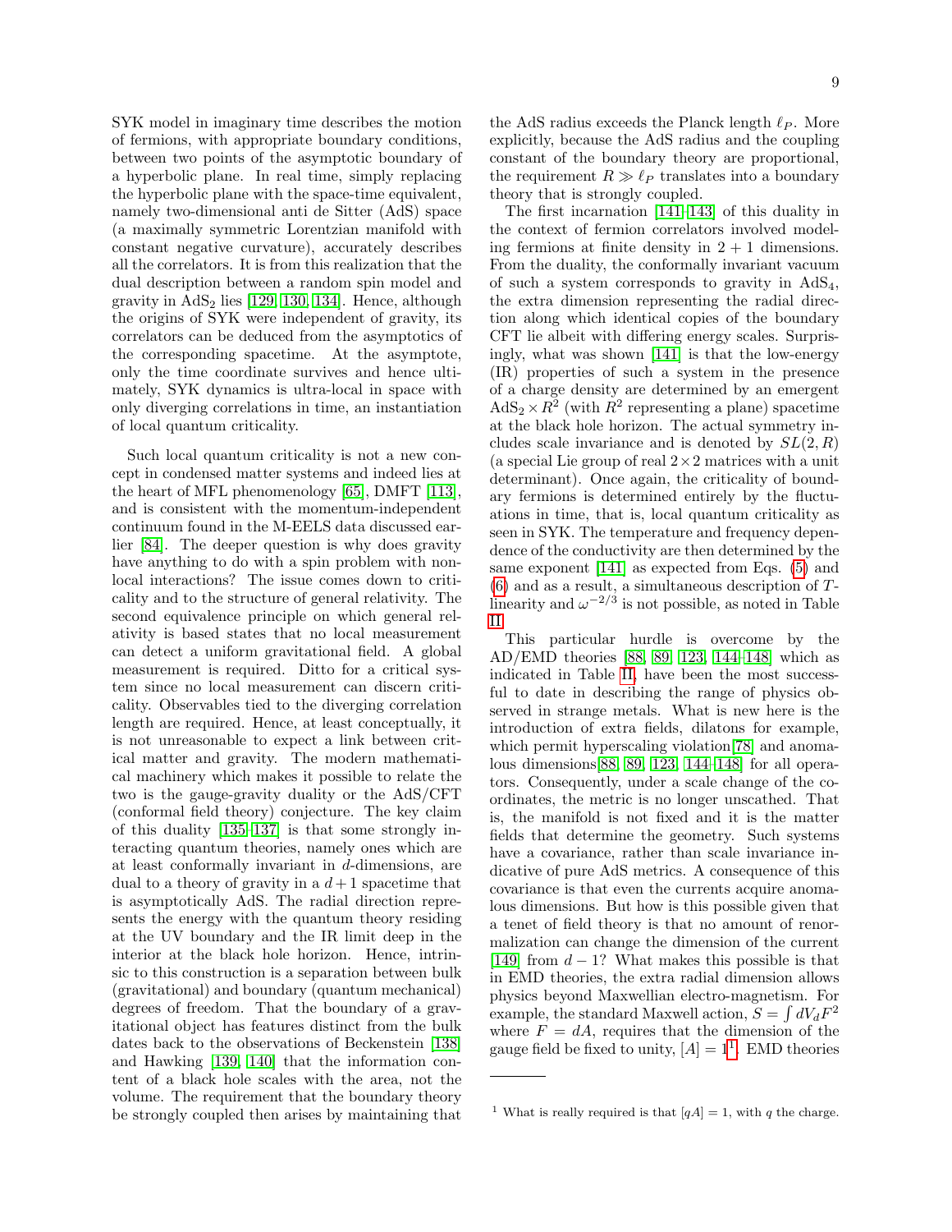SYK model in imaginary time describes the motion of fermions, with appropriate boundary conditions, between two points of the asymptotic boundary of a hyperbolic plane. In real time, simply replacing the hyperbolic plane with the space-time equivalent, namely two-dimensional anti de Sitter (AdS) space (a maximally symmetric Lorentzian manifold with constant negative curvature), accurately describes all the correlators. It is from this realization that the dual description between a random spin model and gravity in $AdS_2$ lies [129, 130, 134]. Hence, although the origins of SYK were independent of gravity, its correlators can be deduced from the asymptotics of the corresponding spacetime. At the asymptote, only the time coordinate survives and hence ultimately, SYK dynamics is ultra-local in space with only diverging correlations in time, an instantiation of local quantum criticality.

Such local quantum criticality is not a new concept in condensed matter systems and indeed lies at the heart of MFL phenomenology [65], DMFT [113], and is consistent with the momentum-independent continuum found in the M-EELS data discussed earlier [84]. The deeper question is why does gravity have anything to do with a spin problem with nonlocal interactions? The issue comes down to criticality and to the structure of general relativity. The second equivalence principle on which general relativity is based states that no local measurement can detect a uniform gravitational field. A global measurement is required. Ditto for a critical system since no local measurement can discern criticality. Observables tied to the diverging correlation length are required. Hence, at least conceptually, it is not unreasonable to expect a link between critical matter and gravity. The modern mathematical machinery which makes it possible to relate the two is the gauge-gravity duality or the AdS/CFT (conformal field theory) conjecture. The key claim of this duality [135–137] is that some strongly interacting quantum theories, namely ones which are at least conformally invariant in $d$-dimensions, are dual to a theory of gravity in a $d+1$ spacetime that is asymptotically AdS. The radial direction represents the energy with the quantum theory residing at the UV boundary and the IR limit deep in the interior at the black hole horizon. Hence, intrinsic to this construction is a separation between bulk (gravitational) and boundary (quantum mechanical) degrees of freedom. That the boundary of a gravitational object has features distinct from the bulk dates back to the observations of Beckenstein [138] and Hawking [139, 140] that the information content of a black hole scales with the area, not the volume. The requirement that the boundary theory be strongly coupled then arises by maintaining that the AdS radius exceeds the Planck length $\ell_P$. More explicitly, because the AdS radius and the coupling constant of the boundary theory are proportional, the requirement $R \gg \ell_P$ translates into a boundary theory that is strongly coupled.

The first incarnation [141–143] of this duality in the context of fermion correlators involved modeling fermions at finite density in $2+1$ dimensions. From the duality, the conformally invariant vacuum of such a system corresponds to gravity in $AdS_4$, the extra dimension representing the radial direction along which identical copies of the boundary CFT lie albeit with differing energy scales. Surprisingly, what was shown [141] is that the low-energy (IR) properties of such a system in the presence of a charge density are determined by an emergent $AdS_2 \times R^2$ (with $R^2$ representing a plane) spacetime at the black hole horizon. The actual symmetry includes scale invariance and is denoted by $SL(2,R)$ (a special Lie group of real $2\times 2$ matrices with a unit determinant). Once again, the criticality of boundary fermions is determined entirely by the fluctuations in time, that is, local quantum criticality as seen in SYK. The temperature and frequency dependence of the conductivity are then determined by the same exponent [141] as expected from Eqs. (5) and (6) and as a result, a simultaneous description of $T$-linearity and $\omega^{-2/3}$ is not possible, as noted in Table II.

This particular hurdle is overcome by the AD/EMD theories [88, 89, 123, 144–148] which as indicated in Table II, have been the most successful to date in describing the range of physics observed in strange metals. What is new here is the introduction of extra fields, dilatons for example, which permit hyperscaling violation[78] and anomalous dimensions[88, 89, 123, 144–148] for all operators. Consequently, under a scale change of the coordinates, the metric is no longer unscathed. That is, the manifold is not fixed and it is the matter fields that determine the geometry. Such systems have a covariance, rather than scale invariance indicative of pure AdS metrics. A consequence of this covariance is that even the currents acquire anomalous dimensions. But how is this possible given that a tenet of field theory is that no amount of renormalization can change the dimension of the current [149] from $d-1$? What makes this possible is that in EMD theories, the extra radial dimension allows physics beyond Maxwellian electro-magnetism. For example, the standard Maxwell action, $S = \int dV_d F^2$ where $F = dA$, requires that the dimension of the gauge field be fixed to unity, $[A] = 1$[1]. EMD theories

---

[1] What is really required is that $[qA] = 1$, with $q$ the charge.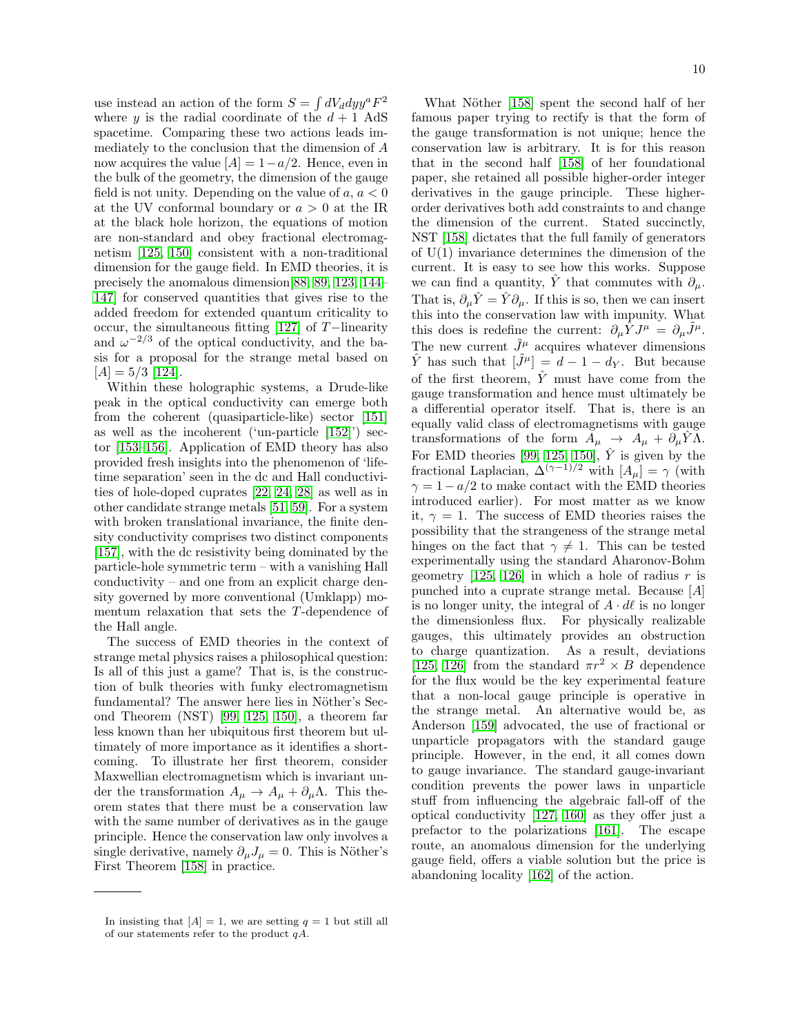use instead an action of the form $S = \int dV_d dy y^a F^2$ where $y$ is the radial coordinate of the $d+1$ AdS spacetime. Comparing these two actions leads immediately to the conclusion that the dimension of $A$ now acquires the value $[A] = 1 - a/2$. Hence, even in the bulk of the geometry, the dimension of the gauge field is not unity. Depending on the value of $a$, $a < 0$ at the UV conformal boundary or $a > 0$ at the IR at the black hole horizon, the equations of motion are non-standard and obey fractional electromagnetism [125, 150] consistent with a non-traditional dimension for the gauge field. In EMD theories, it is precisely the anomalous dimension[88, 89, 123, 144–147] for conserved quantities that gives rise to the added freedom for extended quantum criticality to occur, the simultaneous fitting [127] of $T-$linearity and $\omega^{-2/3}$ of the optical conductivity, and the basis for a proposal for the strange metal based on $[A] = 5/3$ [124].

Within these holographic systems, a Drude-like peak in the optical conductivity can emerge both from the coherent (quasiparticle-like) sector [151] as well as the incoherent ('un-particle [152]') sector [153–156]. Application of EMD theory has also provided fresh insights into the phenomenon of 'lifetime separation' seen in the dc and Hall conductivities of hole-doped cuprates [22, 24, 28] as well as in other candidate strange metals [51, 59]. For a system with broken translational invariance, the finite density conductivity comprises two distinct components [157], with the dc resistivity being dominated by the particle-hole symmetric term – with a vanishing Hall conductivity – and one from an explicit charge density governed by more conventional (Umklapp) momentum relaxation that sets the $T$-dependence of the Hall angle.

The success of EMD theories in the context of strange metal physics raises a philosophical question: Is all of this just a game? That is, is the construction of bulk theories with funky electromagnetism fundamental? The answer here lies in Nöther's Second Theorem (NST) [99, 125, 150], a theorem far less known than her ubiquitous first theorem but ultimately of more importance as it identifies a shortcoming. To illustrate her first theorem, consider Maxwellian electromagnetism which is invariant under the transformation $A_\mu \to A_\mu + \partial_\mu \Lambda$. This theorem states that there must be a conservation law with the same number of derivatives as in the gauge principle. Hence the conservation law only involves a single derivative, namely $\partial_\mu J_\mu = 0$. This is Nöther's First Theorem [158] in practice.

What Nöther [158] spent the second half of her famous paper trying to rectify is that the form of the gauge transformation is not unique; hence the conservation law is arbitrary. It is for this reason that in the second half [158] of her foundational paper, she retained all possible higher-order integer derivatives in the gauge principle. These higher-order derivatives both add constraints to and change the dimension of the current. Stated succinctly, NST [158] dictates that the full family of generators of U(1) invariance determines the dimension of the current. It is easy to see how this works. Suppose we can find a quantity, $\hat{Y}$ that commutes with $\partial_\mu$. That is, $\partial_\mu \hat{Y} = \hat{Y} \partial_\mu$. If this is so, then we can insert this into the conservation law with impunity. What this does is redefine the current: $\partial_\mu \hat{Y} J^\mu = \partial_\mu \tilde{J}^\mu$. The new current $\tilde{J}^\mu$ acquires whatever dimensions $\hat{Y}$ has such that $[\tilde{J}^\mu] = d - 1 - d_Y$. But because of the first theorem, $\hat{Y}$ must have come from the gauge transformation and hence must ultimately be a differential operator itself. That is, there is an equally valid class of electromagnetisms with gauge transformations of the form $A_\mu \to A_\mu + \partial_\mu \hat{Y} \Lambda$. For EMD theories [99, 125, 150], $\hat{Y}$ is given by the fractional Laplacian, $\Delta^{(\gamma-1)/2}$ with $[A_\mu] = \gamma$ (with $\gamma = 1 - a/2$ to make contact with the EMD theories introduced earlier). For most matter as we know it, $\gamma = 1$. The success of EMD theories raises the possibility that the strangeness of the strange metal hinges on the fact that $\gamma \neq 1$. This can be tested experimentally using the standard Aharonov-Bohm geometry [125, 126] in which a hole of radius $r$ is punched into a cuprate strange metal. Because $[A]$ is no longer unity, the integral of $A \cdot d\ell$ is no longer the dimensionless flux. For physically realizable gauges, this ultimately provides an obstruction to charge quantization. As a result, deviations [125, 126] from the standard $\pi r^2 \times B$ dependence for the flux would be the key experimental feature that a non-local gauge principle is operative in the strange metal. An alternative would be, as Anderson [159] advocated, the use of fractional or unparticle propagators with the standard gauge principle. However, in the end, it all comes down to gauge invariance. The standard gauge-invariant condition prevents the power laws in unparticle stuff from influencing the algebraic fall-off of the optical conductivity [127, 160] as they offer just a prefactor to the polarizations [161]. The escape route, an anomalous dimension for the underlying gauge field, offers a viable solution but the price is abandoning locality [162] of the action.

---

In insisting that $[A] = 1$, we are setting $q = 1$ but still all of our statements refer to the product $qA$.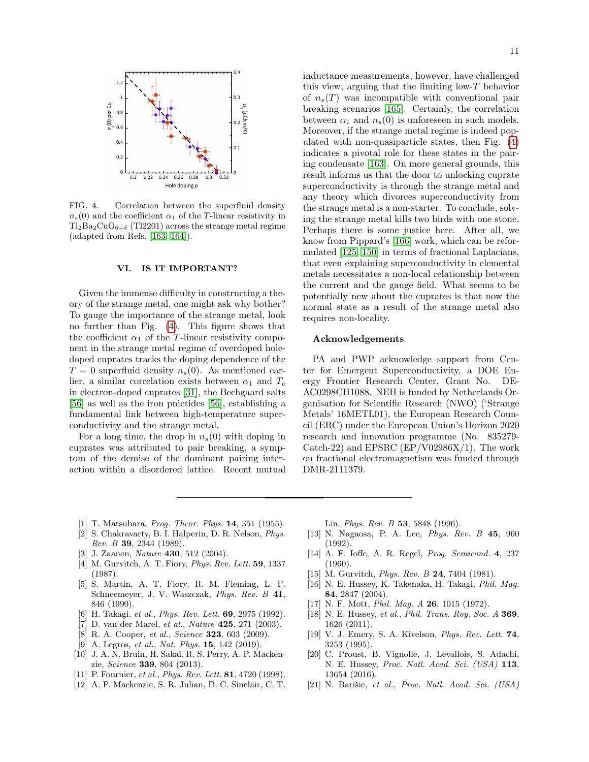FIG. 4. Correlation between the superfluid density $n_s(0)$ and the coefficient $\alpha_1$ of the $T$-linear resistivity in $Tl_2Ba_2CuO_{6+\delta}$ (Tl2201) across the strange metal regime (adapted from Refs. [163, 164]).

## VI. IS IT IMPORTANT?

Given the immense difficulty in constructing a theory of the strange metal, one might ask why bother? To gauge the importance of the strange metal, look no further than Fig. (4). This figure shows that the coefficient $\alpha_1$ of the $T$-linear resistivity component in the strange metal regime of overdoped hole-doped cuprates tracks the doping dependence of the $T = 0$ superfluid density $n_s(0)$. As mentioned earlier, a similar correlation exists between $\alpha_1$ and $T_c$ in electron-doped cuprates [31], the Bechgaard salts [56] as well as the iron pnictides [56], establishing a fundamental link between high-temperature superconductivity and the strange metal.

For a long time, the drop in $n_s(0)$ with doping in cuprates was attributed to pair breaking, a symptom of the demise of the dominant pairing interaction within a disordered lattice. Recent mutual inductance measurements, however, have challenged this view, arguing that the limiting low-$T$ behavior of $n_s(T)$ was incompatible with conventional pair breaking scenarios [165]. Certainly, the correlation between $\alpha_1$ and $n_s(0)$ is unforeseen in such models. Moreover, if the strange metal regime is indeed populated with non-quasiparticle states, then Fig. (4) indicates a pivotal role for these states in the pairing condensate [163]. On more general grounds, this result informs us that the door to unlocking cuprate superconductivity is through the strange metal and any theory which divorces superconductivity from the strange metal is a non-starter. To conclude, solving the strange metal kills two birds with one stone. Perhaps there is some justice here. After all, we know from Pippard's [166] work, which can be reformulated [125, 150] in terms of fractional Laplacians, that even explaining superconductivity in elemental metals necessitates a non-local relationship between the current and the gauge field. What seems to be potentially new about the cuprates is that now the normal state as a result of the strange metal also requires non-locality.

### Acknowledgements

PA and PWP acknowledge support from Center for Emergent Superconductivity, a DOE Energy Frontier Research Center, Grant No. DE-AC0298CH1088. NEH is funded by Netherlands Organisation for Scientific Research (NWO) ('Strange Metals' 16METL01), the European Research Council (ERC) under the European Union's Horizon 2020 research and innovation programme (No. 835279-Catch-22) and EPSRC (EP/V02986X/1). The work on fractional electromagnetism was funded through DMR-2111379.

---

[1] T. Matsubara, *Prog. Theor. Phys.* **14**, 351 (1955).
[2] S. Chakravarty, B. I. Halperin, D. R. Nelson, *Phys. Rev. B* **39**, 2344 (1989).
[3] J. Zaanen, *Nature* **430**, 512 (2004).
[4] M. Gurvitch, A. T. Fiory, *Phys. Rev. Lett.* **59**, 1337 (1987).
[5] S. Martin, A. T. Fiory, R. M. Fleming, L. F. Schneemeyer, J. V. Waszczak, *Phys. Rev. B* **41**, 846 (1990).
[6] H. Takagi, *et al.*, *Phys. Rev. Lett.* **69**, 2975 (1992).
[7] D. van der Marel, *et al.*, *Nature* **425**, 271 (2003).
[8] R. A. Cooper, *et al.*, *Science* **323**, 603 (2009).
[9] A. Legros, *et al.*, *Nat. Phys.* **15**, 142 (2019).
[10] J. A. N. Bruin, H. Sakai, R. S. Perry, A. P. Mackenzie, *Science* **339**, 804 (2013).
[11] P. Fournier, *et al.*, *Phys. Rev. Lett.* **81**, 4720 (1998).
[12] A. P. Mackenzie, S. R. Julian, D. C. Sinclair, C. T. Lin, *Phys. Rev. B* **53**, 5848 (1996).
[13] N. Nagaosa, P. A. Lee, *Phys. Rev. B* **45**, 960 (1992).
[14] A. F. Ioffe, A. R. Regel, *Prog. Semicond.* **4**, 237 (1960).
[15] M. Gurvitch, *Phys. Rev. B* **24**, 7404 (1981).
[16] N. E. Hussey, K. Takenaka, H. Takagi, *Phil. Mag.* **84**, 2847 (2004).
[17] N. F. Mott, *Phil. Mag. A* **26**, 1015 (1972).
[18] N. E. Hussey, *et al.*, *Phil. Trans. Roy. Soc. A* **369**, 1626 (2011).
[19] V. J. Emery, S. A. Kivelson, *Phys. Rev. Lett.* **74**, 3253 (1995).
[20] C. Proust, B. Vignolle, J. Levallois, S. Adachi, N. E. Hussey, *Proc. Natl. Acad. Sci. (USA)* **113**, 13654 (2016).
[21] N. Barišic, *et al.*, *Proc. Natl. Acad. Sci. (USA)*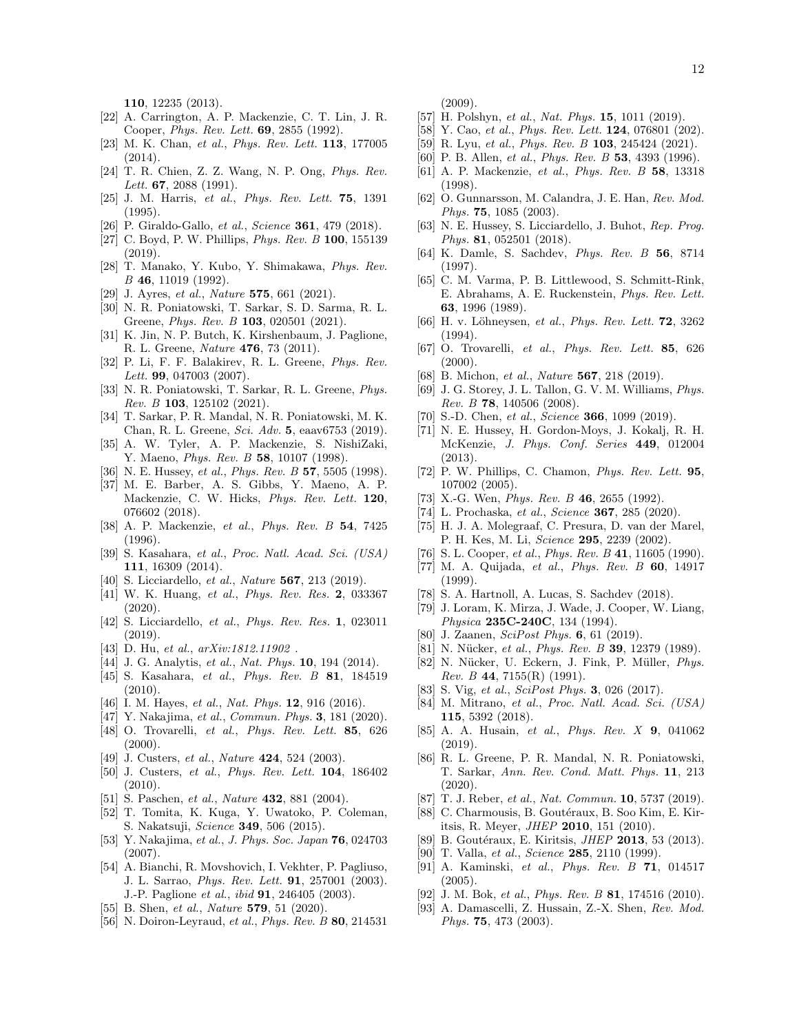**110**, 12235 (2013).

[22] A. Carrington, A. P. Mackenzie, C. T. Lin, J. R. Cooper, *Phys. Rev. Lett.* **69**, 2855 (1992).

[23] M. K. Chan, *et al.*, *Phys. Rev. Lett.* **113**, 177005 (2014).

[24] T. R. Chien, Z. Z. Wang, N. P. Ong, *Phys. Rev. Lett.* **67**, 2088 (1991).

[25] J. M. Harris, *et al.*, *Phys. Rev. Lett.* **75**, 1391 (1995).

[26] P. Giraldo-Gallo, *et al.*, *Science* **361**, 479 (2018).

[27] C. Boyd, P. W. Phillips, *Phys. Rev. B* **100**, 155139 (2019).

[28] T. Manako, Y. Kubo, Y. Shimakawa, *Phys. Rev. B* **46**, 11019 (1992).

[29] J. Ayres, *et al.*, *Nature* **575**, 661 (2021).

[30] N. R. Poniatowski, T. Sarkar, S. D. Sarma, R. L. Greene, *Phys. Rev. B* **103**, 020501 (2021).

[31] K. Jin, N. P. Butch, K. Kirshenbaum, J. Paglione, R. L. Greene, *Nature* **476**, 73 (2011).

[32] P. Li, F. F. Balakirev, R. L. Greene, *Phys. Rev. Lett.* **99**, 047003 (2007).

[33] N. R. Poniatowski, T. Sarkar, R. L. Greene, *Phys. Rev. B* **103**, 125102 (2021).

[34] T. Sarkar, P. R. Mandal, N. R. Poniatowski, M. K. Chan, R. L. Greene, *Sci. Adv.* **5**, eaav6753 (2019).

[35] A. W. Tyler, A. P. Mackenzie, S. NishiZaki, Y. Maeno, *Phys. Rev. B* **58**, 10107 (1998).

[36] N. E. Hussey, *et al.*, *Phys. Rev. B* **57**, 5505 (1998).

[37] M. E. Barber, A. S. Gibbs, Y. Maeno, A. P. Mackenzie, C. W. Hicks, *Phys. Rev. Lett.* **120**, 076602 (2018).

[38] A. P. Mackenzie, *et al.*, *Phys. Rev. B* **54**, 7425 (1996).

[39] S. Kasahara, *et al.*, *Proc. Natl. Acad. Sci. (USA)* **111**, 16309 (2014).

[40] S. Licciardello, *et al.*, *Nature* **567**, 213 (2019).

[41] W. K. Huang, *et al.*, *Phys. Rev. Res.* **2**, 033367 (2020).

[42] S. Licciardello, *et al.*, *Phys. Rev. Res.* **1**, 023011 (2019).

[43] D. Hu, *et al.*, *arXiv:1812.11902* .

[44] J. G. Analytis, *et al.*, *Nat. Phys.* **10**, 194 (2014).

[45] S. Kasahara, *et al.*, *Phys. Rev. B* **81**, 184519 (2010).

[46] I. M. Hayes, *et al.*, *Nat. Phys.* **12**, 916 (2016).

[47] Y. Nakajima, *et al.*, *Commun. Phys.* **3**, 181 (2020).

[48] O. Trovarelli, *et al.*, *Phys. Rev. Lett.* **85**, 626 (2000).

[49] J. Custers, *et al.*, *Nature* **424**, 524 (2003).

[50] J. Custers, *et al.*, *Phys. Rev. Lett.* **104**, 186402 (2010).

[51] S. Paschen, *et al.*, *Nature* **432**, 881 (2004).

[52] T. Tomita, K. Kuga, Y. Uwatoko, P. Coleman, S. Nakatsuji, *Science* **349**, 506 (2015).

[53] Y. Nakajima, *et al.*, *J. Phys. Soc. Japan* **76**, 024703 (2007).

[54] A. Bianchi, R. Movshovich, I. Vekhter, P. Pagliuso, J. L. Sarrao, *Phys. Rev. Lett.* **91**, 257001 (2003). J.-P. Paglione *et al.*, *ibid* **91**, 246405 (2003).

[55] B. Shen, *et al.*, *Nature* **579**, 51 (2020).

[56] N. Doiron-Leyraud, *et al.*, *Phys. Rev. B* **80**, 214531 (2009).

[57] H. Polshyn, *et al.*, *Nat. Phys.* **15**, 1011 (2019).

[58] Y. Cao, *et al.*, *Phys. Rev. Lett.* **124**, 076801 (202).

[59] R. Lyu, *et al.*, *Phys. Rev. B* **103**, 245424 (2021).

[60] P. B. Allen, *et al.*, *Phys. Rev. B* **53**, 4393 (1996).

[61] A. P. Mackenzie, *et al.*, *Phys. Rev. B* **58**, 13318 (1998).

[62] O. Gunnarsson, M. Calandra, J. E. Han, *Rev. Mod. Phys.* **75**, 1085 (2003).

[63] N. E. Hussey, S. Licciardello, J. Buhot, *Rep. Prog. Phys.* **81**, 052501 (2018).

[64] K. Damle, S. Sachdev, *Phys. Rev. B* **56**, 8714 (1997).

[65] C. M. Varma, P. B. Littlewood, S. Schmitt-Rink, E. Abrahams, A. E. Ruckenstein, *Phys. Rev. Lett.* **63**, 1996 (1989).

[66] H. v. Löhneysen, *et al.*, *Phys. Rev. Lett.* **72**, 3262 (1994).

[67] O. Trovarelli, *et al.*, *Phys. Rev. Lett.* **85**, 626 (2000).

[68] B. Michon, *et al.*, *Nature* **567**, 218 (2019).

[69] J. G. Storey, J. L. Tallon, G. V. M. Williams, *Phys. Rev. B* **78**, 140506 (2008).

[70] S.-D. Chen, *et al.*, *Science* **366**, 1099 (2019).

[71] N. E. Hussey, H. Gordon-Moys, J. Kokalj, R. H. McKenzie, *J. Phys. Conf. Series* **449**, 012004 (2013).

[72] P. W. Phillips, C. Chamon, *Phys. Rev. Lett.* **95**, 107002 (2005).

[73] X.-G. Wen, *Phys. Rev. B* **46**, 2655 (1992).

[74] L. Prochaska, *et al.*, *Science* **367**, 285 (2020).

[75] H. J. A. Molegraaf, C. Presura, D. van der Marel, P. H. Kes, M. Li, *Science* **295**, 2239 (2002).

[76] S. L. Cooper, *et al.*, *Phys. Rev. B* **41**, 11605 (1990).

[77] M. A. Quijada, *et al.*, *Phys. Rev. B* **60**, 14917 (1999).

[78] S. A. Hartnoll, A. Lucas, S. Sachdev (2018).

[79] J. Loram, K. Mirza, J. Wade, J. Cooper, W. Liang, *Physica* **235C-240C**, 134 (1994).

[80] J. Zaanen, *SciPost Phys.* **6**, 61 (2019).

[81] N. Nücker, *et al.*, *Phys. Rev. B* **39**, 12379 (1989).

[82] N. Nücker, U. Eckern, J. Fink, P. Müller, *Phys. Rev. B* **44**, 7155(R) (1991).

[83] S. Vig, *et al.*, *SciPost Phys.* **3**, 026 (2017).

[84] M. Mitrano, *et al.*, *Proc. Natl. Acad. Sci. (USA)* **115**, 5392 (2018).

[85] A. A. Husain, *et al.*, *Phys. Rev. X* **9**, 041062 (2019).

[86] R. L. Greene, P. R. Mandal, N. R. Poniatowski, T. Sarkar, *Ann. Rev. Cond. Matt. Phys.* **11**, 213 (2020).

[87] T. J. Reber, *et al.*, *Nat. Commun.* **10**, 5737 (2019).

[88] C. Charmousis, B. Goutéraux, B. Soo Kim, E. Kiritsis, R. Meyer, *JHEP* **2010**, 151 (2010).

[89] B. Goutéraux, E. Kiritsis, *JHEP* **2013**, 53 (2013).

[90] T. Valla, *et al.*, *Science* **285**, 2110 (1999).

[91] A. Kaminski, *et al.*, *Phys. Rev. B* **71**, 014517 (2005).

[92] J. M. Bok, *et al.*, *Phys. Rev. B* **81**, 174516 (2010).

[93] A. Damascelli, Z. Hussain, Z.-X. Shen, *Rev. Mod. Phys.* **75**, 473 (2003).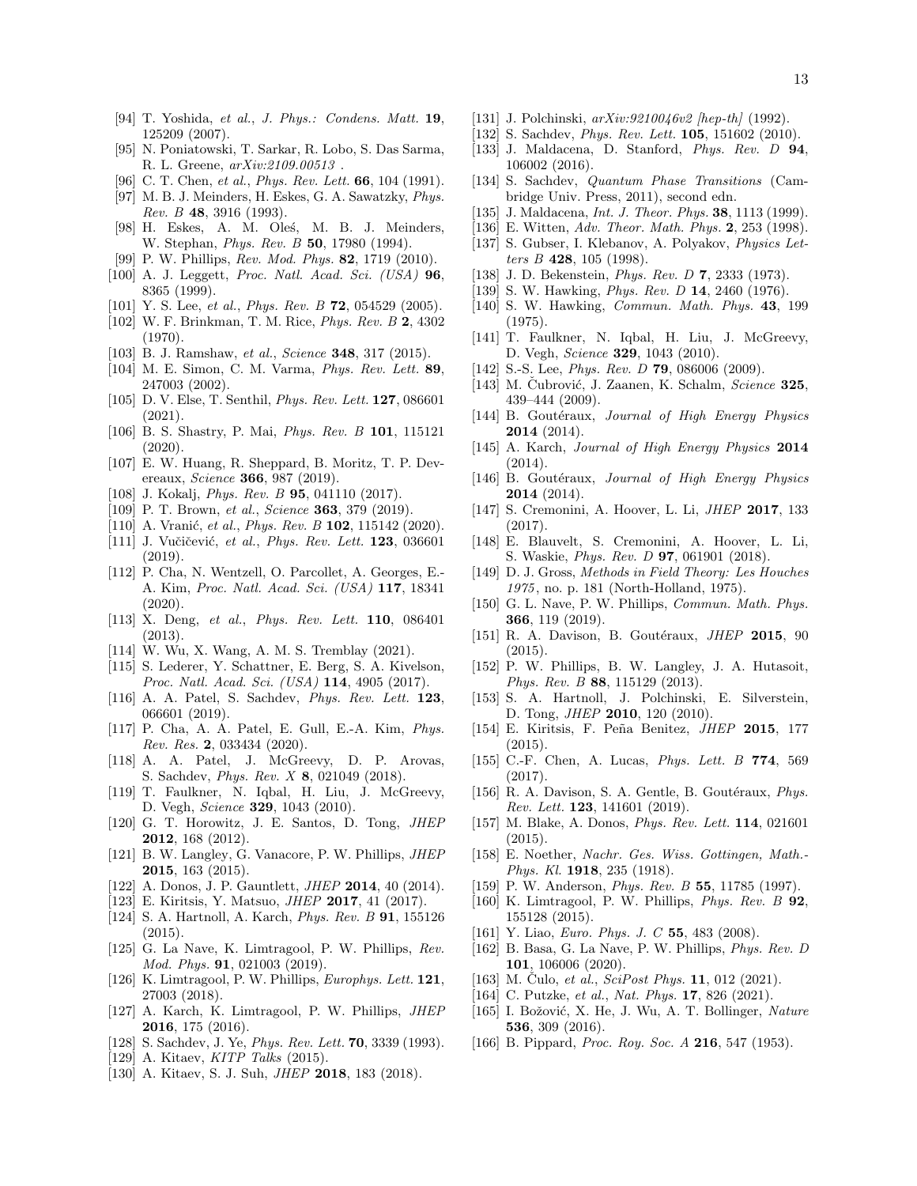[94] T. Yoshida, *et al.*, *J. Phys.: Condens. Matt.* **19**, 125209 (2007).
[95] N. Poniatowski, T. Sarkar, R. Lobo, S. Das Sarma, R. L. Greene, *arXiv:2109.00513* .
[96] C. T. Chen, *et al.*, *Phys. Rev. Lett.* **66**, 104 (1991).
[97] M. B. J. Meinders, H. Eskes, G. A. Sawatzky, *Phys. Rev. B* **48**, 3916 (1993).
[98] H. Eskes, A. M. Oleś, M. B. J. Meinders, W. Stephan, *Phys. Rev. B* **50**, 17980 (1994).
[99] P. W. Phillips, *Rev. Mod. Phys.* **82**, 1719 (2010).
[100] A. J. Leggett, *Proc. Natl. Acad. Sci. (USA)* **96**, 8365 (1999).
[101] Y. S. Lee, *et al.*, *Phys. Rev. B* **72**, 054529 (2005).
[102] W. F. Brinkman, T. M. Rice, *Phys. Rev. B* **2**, 4302 (1970).
[103] B. J. Ramshaw, *et al.*, *Science* **348**, 317 (2015).
[104] M. E. Simon, C. M. Varma, *Phys. Rev. Lett.* **89**, 247003 (2002).
[105] D. V. Else, T. Senthil, *Phys. Rev. Lett.* **127**, 086601 (2021).
[106] B. S. Shastry, P. Mai, *Phys. Rev. B* **101**, 115121 (2020).
[107] E. W. Huang, R. Sheppard, B. Moritz, T. P. Devereaux, *Science* **366**, 987 (2019).
[108] J. Kokalj, *Phys. Rev. B* **95**, 041110 (2017).
[109] P. T. Brown, *et al.*, *Science* **363**, 379 (2019).
[110] A. Vranić, *et al.*, *Phys. Rev. B* **102**, 115142 (2020).
[111] J. Vučičević, *et al.*, *Phys. Rev. Lett.* **123**, 036601 (2019).
[112] P. Cha, N. Wentzell, O. Parcollet, A. Georges, E.-A. Kim, *Proc. Natl. Acad. Sci. (USA)* **117**, 18341 (2020).
[113] X. Deng, *et al.*, *Phys. Rev. Lett.* **110**, 086401 (2013).
[114] W. Wu, X. Wang, A. M. S. Tremblay (2021).
[115] S. Lederer, Y. Schattner, E. Berg, S. A. Kivelson, *Proc. Natl. Acad. Sci. (USA)* **114**, 4905 (2017).
[116] A. A. Patel, S. Sachdev, *Phys. Rev. Lett.* **123**, 066601 (2019).
[117] P. Cha, A. A. Patel, E. Gull, E.-A. Kim, *Phys. Rev. Res.* **2**, 033434 (2020).
[118] A. A. Patel, J. McGreevy, D. P. Arovas, S. Sachdev, *Phys. Rev. X* **8**, 021049 (2018).
[119] T. Faulkner, N. Iqbal, H. Liu, J. McGreevy, D. Vegh, *Science* **329**, 1043 (2010).
[120] G. T. Horowitz, J. E. Santos, D. Tong, *JHEP* **2012**, 168 (2012).
[121] B. W. Langley, G. Vanacore, P. W. Phillips, *JHEP* **2015**, 163 (2015).
[122] A. Donos, J. P. Gauntlett, *JHEP* **2014**, 40 (2014).
[123] E. Kiritsis, Y. Matsuo, *JHEP* **2017**, 41 (2017).
[124] S. A. Hartnoll, A. Karch, *Phys. Rev. B* **91**, 155126 (2015).
[125] G. La Nave, K. Limtragool, P. W. Phillips, *Rev. Mod. Phys.* **91**, 021003 (2019).
[126] K. Limtragool, P. W. Phillips, *Europhys. Lett.* **121**, 27003 (2018).
[127] A. Karch, K. Limtragool, P. W. Phillips, *JHEP* **2016**, 175 (2016).
[128] S. Sachdev, J. Ye, *Phys. Rev. Lett.* **70**, 3339 (1993).
[129] A. Kitaev, *KITP Talks* (2015).
[130] A. Kitaev, S. J. Suh, *JHEP* **2018**, 183 (2018).
[131] J. Polchinski, *arXiv:9210046v2 [hep-th]* (1992).
[132] S. Sachdev, *Phys. Rev. Lett.* **105**, 151602 (2010).
[133] J. Maldacena, D. Stanford, *Phys. Rev. D* **94**, 106002 (2016).
[134] S. Sachdev, *Quantum Phase Transitions* (Cambridge Univ. Press, 2011), second edn.
[135] J. Maldacena, *Int. J. Theor. Phys.* **38**, 1113 (1999).
[136] E. Witten, *Adv. Theor. Math. Phys.* **2**, 253 (1998).
[137] S. Gubser, I. Klebanov, A. Polyakov, *Physics Letters B* **428**, 105 (1998).
[138] J. D. Bekenstein, *Phys. Rev. D* **7**, 2333 (1973).
[139] S. W. Hawking, *Phys. Rev. D* **14**, 2460 (1976).
[140] S. W. Hawking, *Commun. Math. Phys.* **43**, 199 (1975).
[141] T. Faulkner, N. Iqbal, H. Liu, J. McGreevy, D. Vegh, *Science* **329**, 1043 (2010).
[142] S.-S. Lee, *Phys. Rev. D* **79**, 086006 (2009).
[143] M. Čubrović, J. Zaanen, K. Schalm, *Science* **325**, 439–444 (2009).
[144] B. Goutéraux, *Journal of High Energy Physics* **2014** (2014).
[145] A. Karch, *Journal of High Energy Physics* **2014** (2014).
[146] B. Goutéraux, *Journal of High Energy Physics* **2014** (2014).
[147] S. Cremonini, A. Hoover, L. Li, *JHEP* **2017**, 133 (2017).
[148] E. Blauvelt, S. Cremonini, A. Hoover, L. Li, S. Waskie, *Phys. Rev. D* **97**, 061901 (2018).
[149] D. J. Gross, *Methods in Field Theory: Les Houches 1975*, no. p. 181 (North-Holland, 1975).
[150] G. L. Nave, P. W. Phillips, *Commun. Math. Phys.* **366**, 119 (2019).
[151] R. A. Davison, B. Goutéraux, *JHEP* **2015**, 90 (2015).
[152] P. W. Phillips, B. W. Langley, J. A. Hutasoit, *Phys. Rev. B* **88**, 115129 (2013).
[153] S. A. Hartnoll, J. Polchinski, E. Silverstein, D. Tong, *JHEP* **2010**, 120 (2010).
[154] E. Kiritsis, F. Peña Benitez, *JHEP* **2015**, 177 (2015).
[155] C.-F. Chen, A. Lucas, *Phys. Lett. B* **774**, 569 (2017).
[156] R. A. Davison, S. A. Gentle, B. Goutéraux, *Phys. Rev. Lett.* **123**, 141601 (2019).
[157] M. Blake, A. Donos, *Phys. Rev. Lett.* **114**, 021601 (2015).
[158] E. Noether, *Nachr. Ges. Wiss. Gottingen, Math.-Phys. Kl.* **1918**, 235 (1918).
[159] P. W. Anderson, *Phys. Rev. B* **55**, 11785 (1997).
[160] K. Limtragool, P. W. Phillips, *Phys. Rev. B* **92**, 155128 (2015).
[161] Y. Liao, *Euro. Phys. J. C* **55**, 483 (2008).
[162] B. Basa, G. La Nave, P. W. Phillips, *Phys. Rev. D* **101**, 106006 (2020).
[163] M. Čulo, *et al.*, *SciPost Phys.* **11**, 012 (2021).
[164] C. Putzke, *et al.*, *Nat. Phys.* **17**, 826 (2021).
[165] I. Božović, X. He, J. Wu, A. T. Bollinger, *Nature* **536**, 309 (2016).
[166] B. Pippard, *Proc. Roy. Soc. A* **216**, 547 (1953).